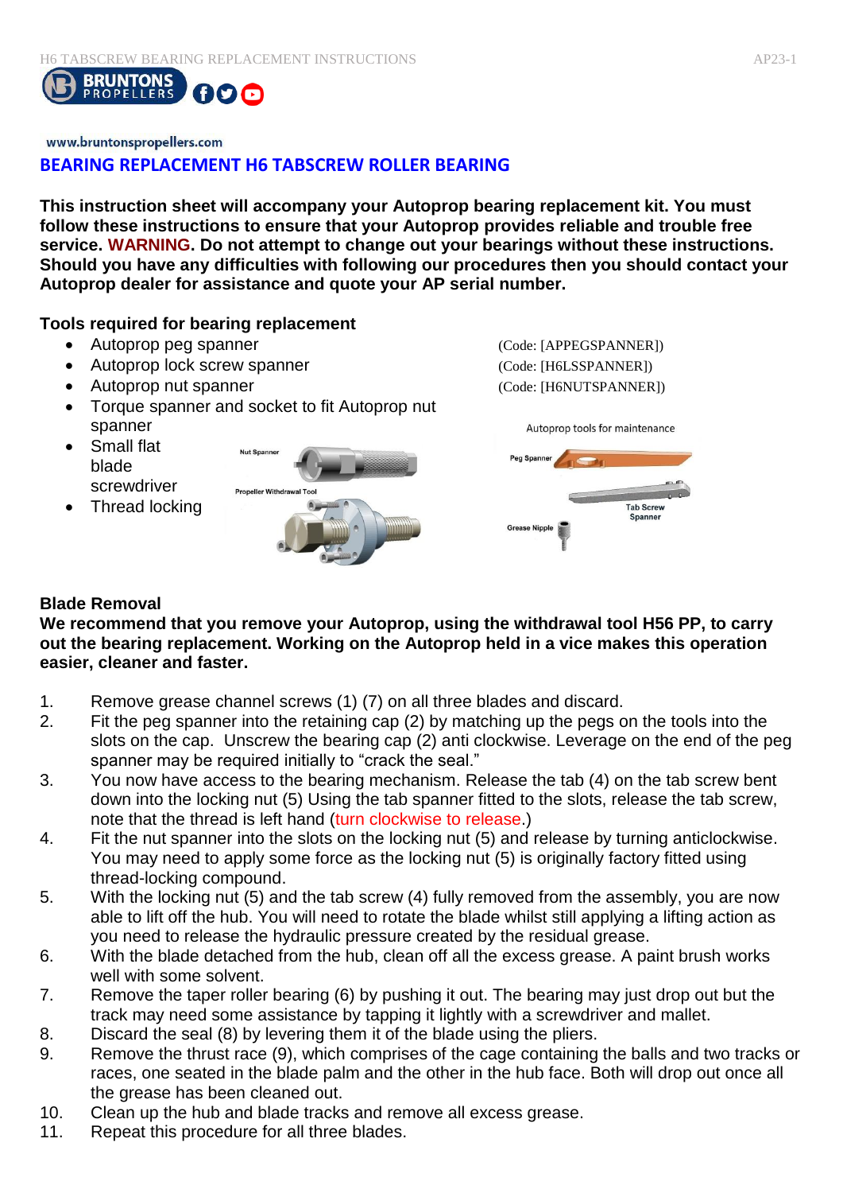www.bruntonspropellers.com

# BEARING REPLACEMENT H6 TABSCREW ROLLER BEARING

**This instruction sheet will accompany your Autoprop bearing replacement kit. You must follow these instructions to ensure that your Autoprop provides reliable and trouble free service. WARNING. Do not attempt to change out your bearings without these instructions. Should you have any difficulties with following our procedures then you should contact your Autoprop dealer for assistance and quote your AP serial number.**

**Tools required for bearing replacement**

- Autoprop peg spanner (Code: [APPEGSPANNER])
- Autoprop lock screw spanner (Code: [H6LSSPANNER])
- Autoprop nut spanner (Code: [H6NUTSPANNER])
- Torque spanner and socket to fit Autoprop nut spanner
- Small flat blade screwdriver
- Thread locking

Nut Spanner

Propeller Withdrawal Tool

Autoprop tools for maintenance

Peg Spanner

Tab Screw Spanner

Grease Nipple

**Blade Removal**

**We recommend that you remove your Autoprop, using the withdrawal tool H56 PP, to carry out the bearing replacement. Working on the Autoprop held in a vice makes this operation easier, cleaner and faster.**

1. Remove grease channel screws (1) (7) on all three blades and discard.
2. Fit the peg spanner into the retaining cap (2) by matching up the pegs on the tools into the slots on the cap. Unscrew the bearing cap (2) anti clockwise. Leverage on the end of the peg spanner may be required initially to "crack the seal."
3. You now have access to the bearing mechanism. Release the tab (4) on the tab screw bent down into the locking nut (5) Using the tab spanner fitted to the slots, release the tab screw, note that the thread is left hand (turn clockwise to release.)
4. Fit the nut spanner into the slots on the locking nut (5) and release by turning anticlockwise. You may need to apply some force as the locking nut (5) is originally factory fitted using thread-locking compound.
5. With the locking nut (5) and the tab screw (4) fully removed from the assembly, you are now able to lift off the hub. You will need to rotate the blade whilst still applying a lifting action as you need to release the hydraulic pressure created by the residual grease.
6. With the blade detached from the hub, clean off all the excess grease. A paint brush works well with some solvent.
7. Remove the taper roller bearing (6) by pushing it out. The bearing may just drop out but the track may need some assistance by tapping it lightly with a screwdriver and mallet.
8. Discard the seal (8) by levering them it of the blade using the pliers.
9. Remove the thrust race (9), which comprises of the cage containing the balls and two tracks or races, one seated in the blade palm and the other in the hub face. Both will drop out once all the grease has been cleaned out.
10. Clean up the hub and blade tracks and remove all excess grease.
11. Repeat this procedure for all three blades.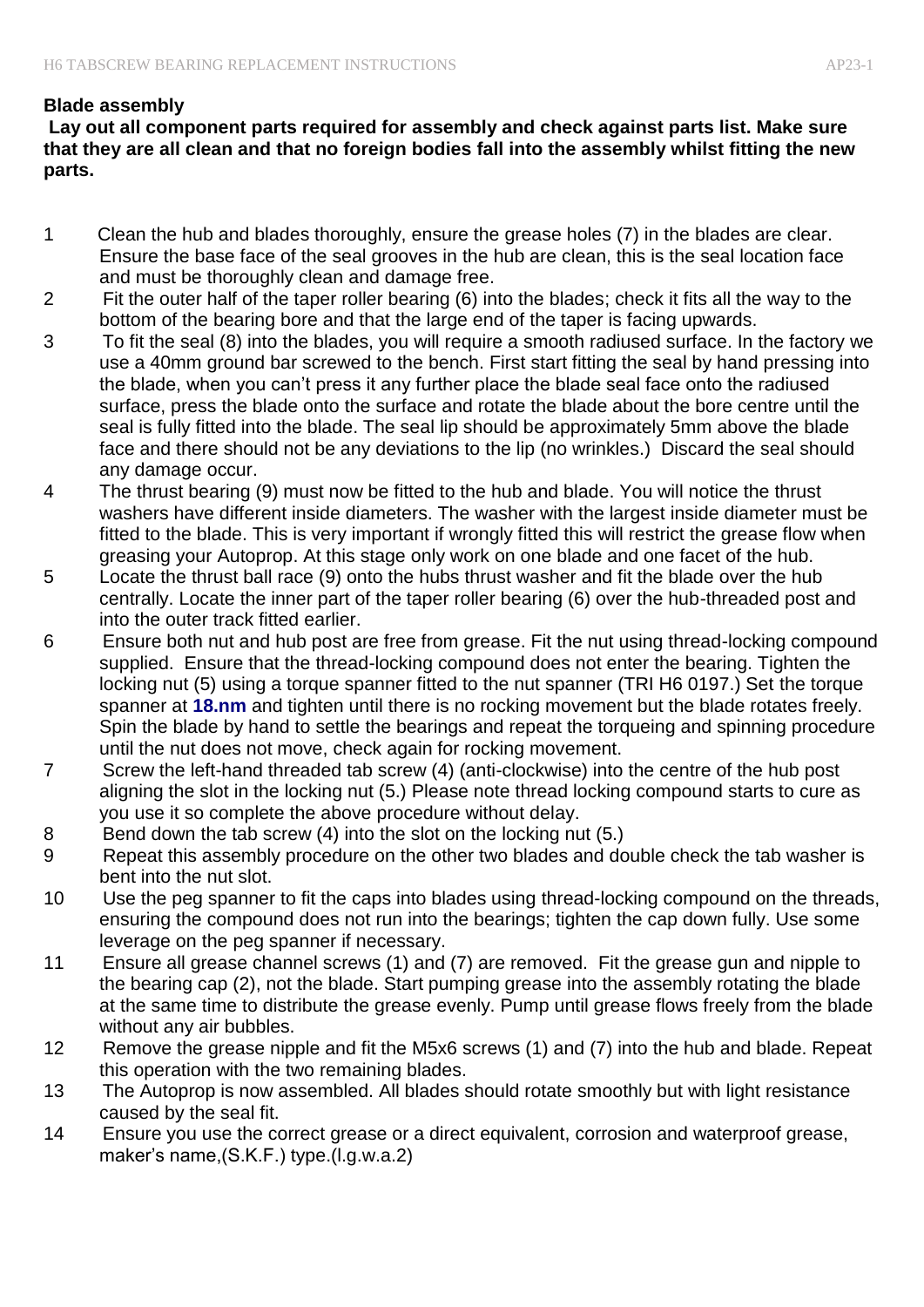**Blade assembly**

**Lay out all component parts required for assembly and check against parts list. Make sure that they are all clean and that no foreign bodies fall into the assembly whilst fitting the new parts.**

1. Clean the hub and blades thoroughly, ensure the grease holes (7) in the blades are clear. Ensure the base face of the seal grooves in the hub are clean, this is the seal location face and must be thoroughly clean and damage free.
2. Fit the outer half of the taper roller bearing (6) into the blades; check it fits all the way to the bottom of the bearing bore and that the large end of the taper is facing upwards.
3. To fit the seal (8) into the blades, you will require a smooth radiused surface. In the factory we use a 40mm ground bar screwed to the bench. First start fitting the seal by hand pressing into the blade, when you can't press it any further place the blade seal face onto the radiused surface, press the blade onto the surface and rotate the blade about the bore centre until the seal is fully fitted into the blade. The seal lip should be approximately 5mm above the blade face and there should not be any deviations to the lip (no wrinkles.) Discard the seal should any damage occur.
4. The thrust bearing (9) must now be fitted to the hub and blade. You will notice the thrust washers have different inside diameters. The washer with the largest inside diameter must be fitted to the blade. This is very important if wrongly fitted this will restrict the grease flow when greasing your Autoprop. At this stage only work on one blade and one facet of the hub.
5. Locate the thrust ball race (9) onto the hubs thrust washer and fit the blade over the hub centrally. Locate the inner part of the taper roller bearing (6) over the hub-threaded post and into the outer track fitted earlier.
6. Ensure both nut and hub post are free from grease. Fit the nut using thread-locking compound supplied. Ensure that the thread-locking compound does not enter the bearing. Tighten the locking nut (5) using a torque spanner fitted to the nut spanner (TRI H6 0197.) Set the torque spanner at **18.nm** and tighten until there is no rocking movement but the blade rotates freely. Spin the blade by hand to settle the bearings and repeat the torqueing and spinning procedure until the nut does not move, check again for rocking movement.
7. Screw the left-hand threaded tab screw (4) (anti-clockwise) into the centre of the hub post aligning the slot in the locking nut (5.) Please note thread locking compound starts to cure as you use it so complete the above procedure without delay.
8. Bend down the tab screw (4) into the slot on the locking nut (5.)
9. Repeat this assembly procedure on the other two blades and double check the tab washer is bent into the nut slot.
10. Use the peg spanner to fit the caps into blades using thread-locking compound on the threads, ensuring the compound does not run into the bearings; tighten the cap down fully. Use some leverage on the peg spanner if necessary.
11. Ensure all grease channel screws (1) and (7) are removed. Fit the grease gun and nipple to the bearing cap (2), not the blade. Start pumping grease into the assembly rotating the blade at the same time to distribute the grease evenly. Pump until grease flows freely from the blade without any air bubbles.
12. Remove the grease nipple and fit the M5x6 screws (1) and (7) into the hub and blade. Repeat this operation with the two remaining blades.
13. The Autoprop is now assembled. All blades should rotate smoothly but with light resistance caused by the seal fit.
14. Ensure you use the correct grease or a direct equivalent, corrosion and waterproof grease, maker's name,(S.K.F.) type.(l.g.w.a.2)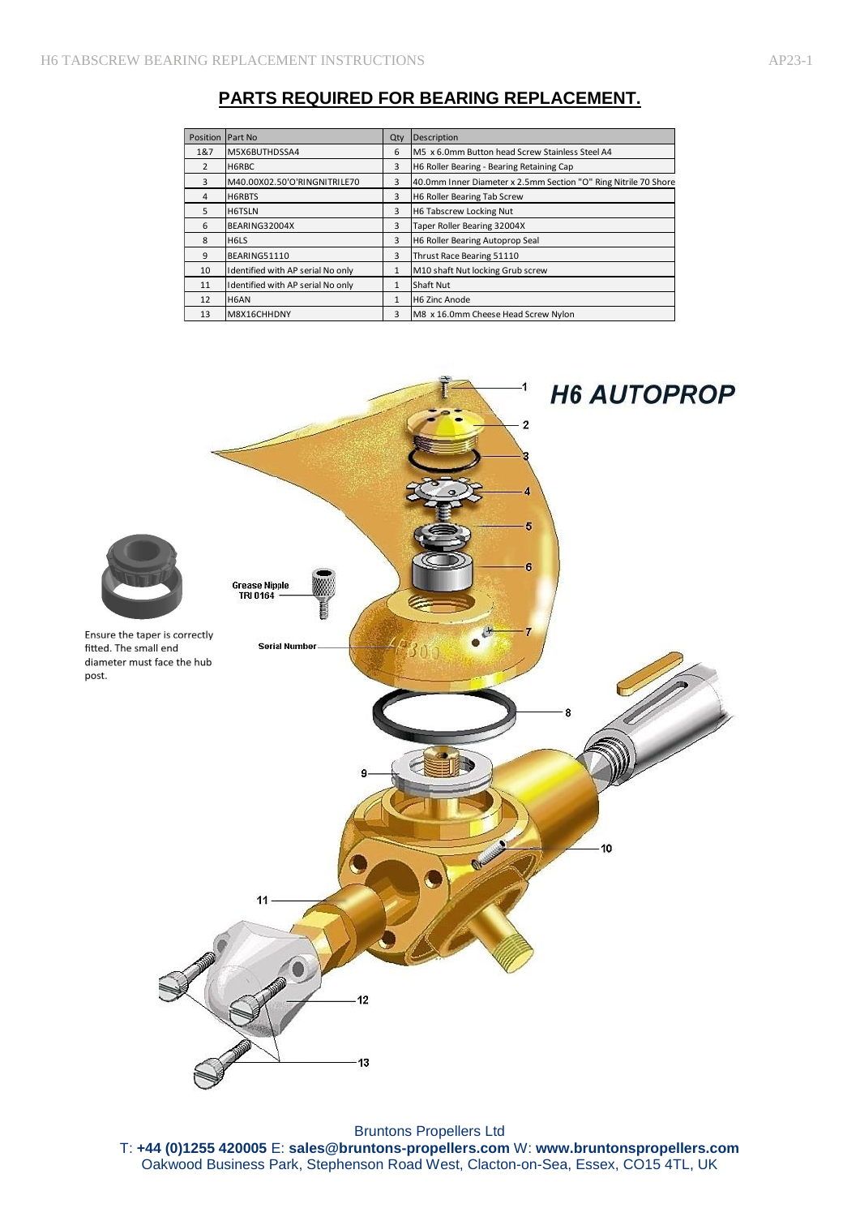## PARTS REQUIRED FOR BEARING REPLACEMENT.

| Position | Part No | Qty | Description |
|---|---|---|---|
| 1&7 | M5X6BUTHDSSA4 | 6 | M5 x 6.0mm Button head Screw Stainless Steel A4 |
| 2 | H6RBC | 3 | H6 Roller Bearing - Bearing Retaining Cap |
| 3 | M40.00X02.50'O'RINGNITRILE70 | 3 | 40.0mm Inner Diameter x 2.5mm Section "O" Ring Nitrile 70 Shore |
| 4 | H6RBTS | 3 | H6 Roller Bearing Tab Screw |
| 5 | H6TSLN | 3 | H6 Tabscrew Locking Nut |
| 6 | BEARING32004X | 3 | Taper Roller Bearing 32004X |
| 8 | H6LS | 3 | H6 Roller Bearing Autoprop Seal |
| 9 | BEARING51110 | 3 | Thrust Race Bearing 51110 |
| 10 | Identified with AP serial No only | 1 | M10 shaft Nut locking Grub screw |
| 11 | Identified with AP serial No only | 1 | Shaft Nut |
| 12 | H6AN | 1 | H6 Zinc Anode |
| 13 | M8X16CHHDNY | 3 | M8 x 16.0mm Cheese Head Screw Nylon |

H6 AUTOPROP

1
2
3
4
5
6
7
8
9
10
11
12
13

Grease Nipple
TRJ 0164

Serial Number

Ensure the taper is correctly fitted. The small end diameter must face the hub post.

Bruntons Propellers Ltd
T: **+44 (0)1255 420005** E: **sales@bruntons-propellers.com** W: **www.bruntonspropellers.com**
Oakwood Business Park, Stephenson Road West, Clacton-on-Sea, Essex, CO15 4TL, UK